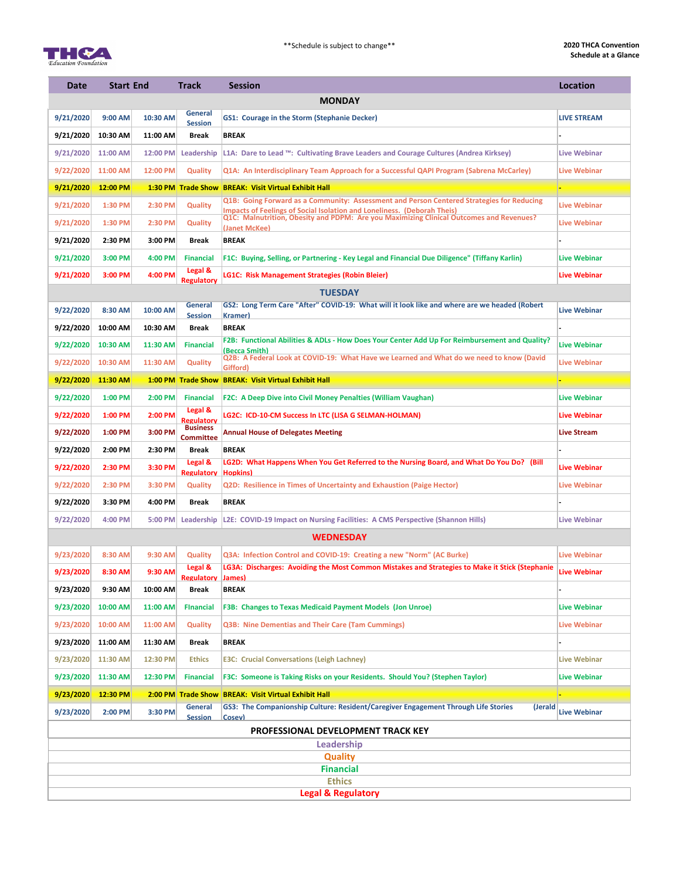THCA Education Foundation

**Schedule is subject to change**

**2020 THCA Convention**
**Schedule at a Glance**

| Date | Start | End | Track | Session | Location |
|---|---|---|---|---|---|
| | | | | **MONDAY** | |
| 9/21/2020 | 9:00 AM | 10:30 AM | General Session | GS1: Courage in the Storm (Stephanie Decker) | LIVE STREAM |
| 9/21/2020 | 10:30 AM | 11:00 AM | Break | BREAK | - |
| 9/21/2020 | 11:00 AM | 12:00 PM | Leadership | L1A: Dare to Lead ™: Cultivating Brave Leaders and Courage Cultures (Andrea Kirksey) | Live Webinar |
| 9/22/2020 | 11:00 AM | 12:00 PM | Quality | Q1A: An Interdisciplinary Team Approach for a Successful QAPI Program (Sabrena McCarley) | Live Webinar |
| 9/21/2020 | 12:00 PM | 1:30 PM | Trade Show | BREAK: Visit Virtual Exhibit Hall | - |
| 9/21/2020 | 1:30 PM | 2:30 PM | Quality | Q1B: Going Forward as a Community: Assessment and Person Centered Strategies for Reducing Impacts of Feelings of Social Isolation and Loneliness. (Deborah Theis) | Live Webinar |
| 9/21/2020 | 1:30 PM | 2:30 PM | Quality | Q1C: Malnutrition, Obesity and PDPM: Are you Maximizing Clinical Outcomes and Revenues? (Janet McKee) | Live Webinar |
| 9/21/2020 | 2:30 PM | 3:00 PM | Break | BREAK | - |
| 9/21/2020 | 3:00 PM | 4:00 PM | Financial | F1C: Buying, Selling, or Partnering - Key Legal and Financial Due Diligence" (Tiffany Karlin) | Live Webinar |
| 9/21/2020 | 3:00 PM | 4:00 PM | Legal & Regulatory | LG1C: Risk Management Strategies (Robin Bleier) | Live Webinar |
| | | | | **TUESDAY** | |
| 9/22/2020 | 8:30 AM | 10:00 AM | General Session | GS2: Long Term Care "After" COVID-19: What will it look like and where are we headed (Robert Kramer) | Live Webinar |
| 9/22/2020 | 10:00 AM | 10:30 AM | Break | BREAK | - |
| 9/22/2020 | 10:30 AM | 11:30 AM | Financial | F2B: Functional Abilities & ADLs - How Does Your Center Add Up For Reimbursement and Quality? (Becca Smith) | Live Webinar |
| 9/22/2020 | 10:30 AM | 11:30 AM | Quality | Q2B: A Federal Look at COVID-19: What Have we Learned and What do we need to know (David Gifford) | Live Webinar |
| 9/22/2020 | 11:30 AM | 1:00 PM | Trade Show | BREAK: Visit Virtual Exhibit Hall | - |
| 9/22/2020 | 1:00 PM | 2:00 PM | Financial | F2C: A Deep Dive into Civil Money Penalties (William Vaughan) | Live Webinar |
| 9/22/2020 | 1:00 PM | 2:00 PM | Legal & Regulatory | LG2C: ICD-10-CM Success In LTC (LISA G SELMAN-HOLMAN) | Live Webinar |
| 9/22/2020 | 1:00 PM | 3:00 PM | Business Committee | Annual House of Delegates Meeting | Live Stream |
| 9/22/2020 | 2:00 PM | 2:30 PM | Break | BREAK | - |
| 9/22/2020 | 2:30 PM | 3:30 PM | Legal & Regulatory | LG2D: What Happens When You Get Referred to the Nursing Board, and What Do You Do? (Bill Hopkins) | Live Webinar |
| 9/22/2020 | 2:30 PM | 3:30 PM | Quality | Q2D: Resilience in Times of Uncertainty and Exhaustion (Paige Hector) | Live Webinar |
| 9/22/2020 | 3:30 PM | 4:00 PM | Break | BREAK | - |
| 9/22/2020 | 4:00 PM | 5:00 PM | Leadership | L2E: COVID-19 Impact on Nursing Facilities: A CMS Perspective (Shannon Hills) | Live Webinar |
| | | | | **WEDNESDAY** | |
| 9/23/2020 | 8:30 AM | 9:30 AM | Quality | Q3A: Infection Control and COVID-19: Creating a new "Norm" (AC Burke) | Live Webinar |
| 9/23/2020 | 8:30 AM | 9:30 AM | Legal & Regulatory | LG3A: Discharges: Avoiding the Most Common Mistakes and Strategies to Make it Stick (Stephanie James) | Live Webinar |
| 9/23/2020 | 9:30 AM | 10:00 AM | Break | BREAK | - |
| 9/23/2020 | 10:00 AM | 11:00 AM | FInancial | F3B: Changes to Texas Medicaid Payment Models (Jon Unroe) | Live Webinar |
| 9/23/2020 | 10:00 AM | 11:00 AM | Quality | Q3B: Nine Dementias and Their Care (Tam Cummings) | Live Webinar |
| 9/23/2020 | 11:00 AM | 11:30 AM | Break | BREAK | - |
| 9/23/2020 | 11:30 AM | 12:30 PM | Ethics | E3C: Crucial Conversations (Leigh Lachney) | Live Webinar |
| 9/23/2020 | 11:30 AM | 12:30 PM | Financial | F3C: Someone is Taking Risks on your Residents. Should You? (Stephen Taylor) | Live Webinar |
| 9/23/2020 | 12:30 PM | 2:00 PM | Trade Show | BREAK: Visit Virtual Exhibit Hall | - |
| 9/23/2020 | 2:00 PM | 3:30 PM | General Session | GS3: The Companionship Culture: Resident/Caregiver Engagement Through Life Stories (Jerald Cosey) | Live Webinar |

**PROFESSIONAL DEVELOPMENT TRACK KEY**

- Leadership
- Quality
- Financial
- Ethics
- Legal & Regulatory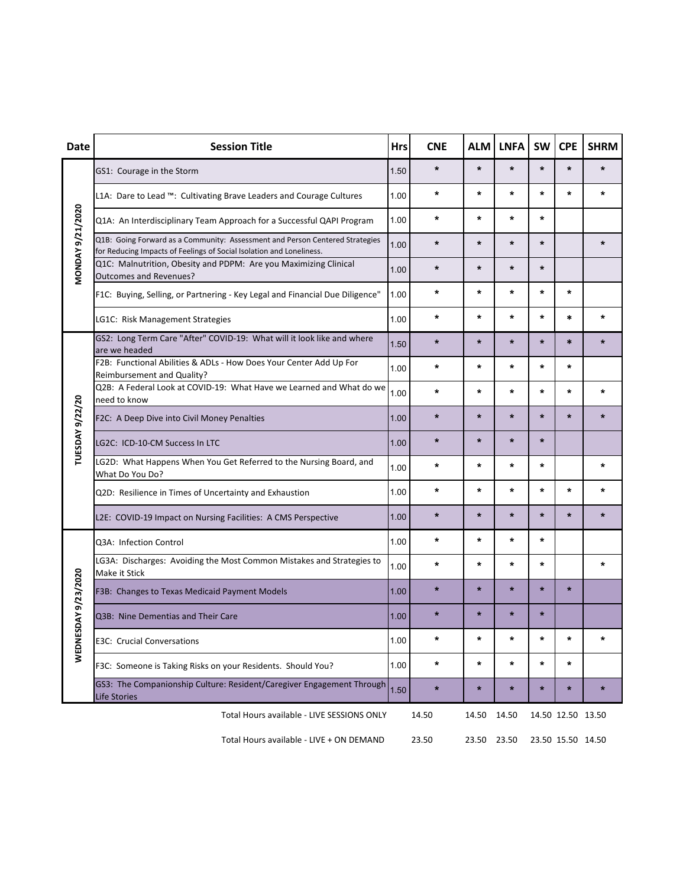| Date | Session Title | Hrs | CNE | ALM | LNFA | SW | CPE | SHRM |
|---|---|---|---|---|---|---|---|---|
| MONDAY 9/21/2020 | GS1: Courage in the Storm | 1.50 | * | * | * | * | * | * |
| | L1A: Dare to Lead ™: Cultivating Brave Leaders and Courage Cultures | 1.00 | * | * | * | * | * | * |
| | Q1A: An Interdisciplinary Team Approach for a Successful QAPI Program | 1.00 | * | * | * | * | | |
| | Q1B: Going Forward as a Community: Assessment and Person Centered Strategies for Reducing Impacts of Feelings of Social Isolation and Loneliness. | 1.00 | * | * | * | * | | * |
| | Q1C: Malnutrition, Obesity and PDPM: Are you Maximizing Clinical Outcomes and Revenues? | 1.00 | * | * | * | * | | |
| | F1C: Buying, Selling, or Partnering - Key Legal and Financial Due Diligence" | 1.00 | * | * | * | * | * | |
| | LG1C: Risk Management Strategies | 1.00 | * | * | * | * | * | * |
| TUESDAY 9/22/20 | GS2: Long Term Care "After" COVID-19: What will it look like and where are we headed | 1.50 | * | * | * | * | * | * |
| | F2B: Functional Abilities & ADLs - How Does Your Center Add Up For Reimbursement and Quality? | 1.00 | * | * | * | * | * | |
| | Q2B: A Federal Look at COVID-19: What Have we Learned and What do we need to know | 1.00 | * | * | * | * | * | * |
| | F2C: A Deep Dive into Civil Money Penalties | 1.00 | * | * | * | * | * | * |
| | LG2C: ICD-10-CM Success In LTC | 1.00 | * | * | * | * | | |
| | LG2D: What Happens When You Get Referred to the Nursing Board, and What Do You Do? | 1.00 | * | * | * | * | | * |
| | Q2D: Resilience in Times of Uncertainty and Exhaustion | 1.00 | * | * | * | * | * | * |
| | L2E: COVID-19 Impact on Nursing Facilities: A CMS Perspective | 1.00 | * | * | * | * | * | * |
| WEDNESDAY 9/23/2020 | Q3A: Infection Control | 1.00 | * | * | * | * | | |
| | LG3A: Discharges: Avoiding the Most Common Mistakes and Strategies to Make it Stick | 1.00 | * | * | * | * | | * |
| | F3B: Changes to Texas Medicaid Payment Models | 1.00 | * | * | * | * | * | |
| | Q3B: Nine Dementias and Their Care | 1.00 | * | * | * | * | | |
| | E3C: Crucial Conversations | 1.00 | * | * | * | * | * | * |
| | F3C: Someone is Taking Risks on your Residents. Should You? | 1.00 | * | * | * | * | * | |
| | GS3: The Companionship Culture: Resident/Caregiver Engagement Through Life Stories | 1.50 | * | * | * | * | * | * |
| | Total Hours available - LIVE SESSIONS ONLY | | 14.50 | 14.50 | 14.50 | 14.50 | 12.50 | 13.50 |
| | Total Hours available - LIVE + ON DEMAND | | 23.50 | 23.50 | 23.50 | 23.50 | 15.50 | 14.50 |